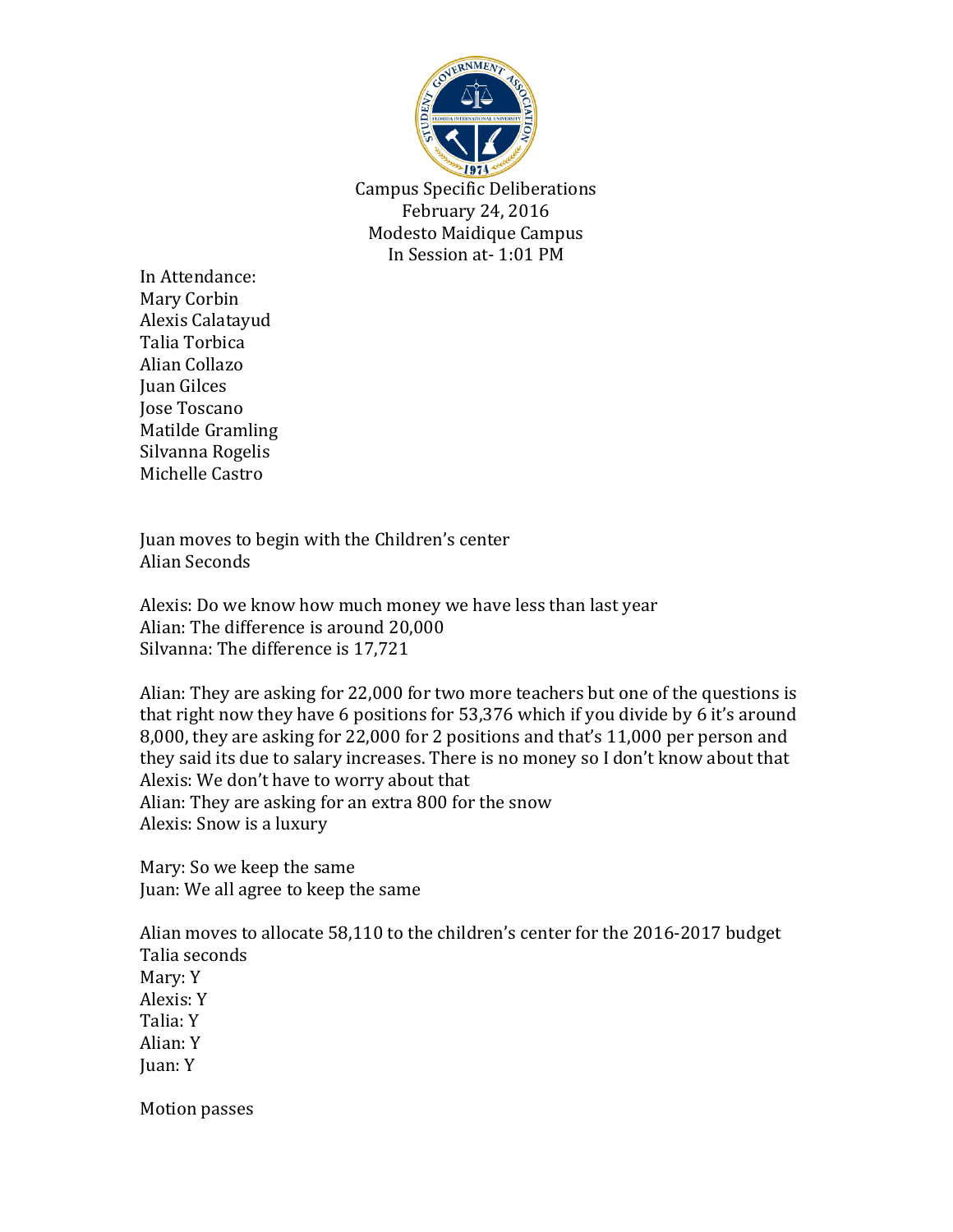Campus Specific Deliberations
February 24, 2016
Modesto Maidique Campus
In Session at- 1:01 PM

In Attendance:
Mary Corbin
Alexis Calatayud
Talia Torbica
Alian Collazo
Juan Gilces
Jose Toscano
Matilde Gramling
Silvanna Rogelis
Michelle Castro

Juan moves to begin with the Children's center
Alian Seconds

Alexis: Do we know how much money we have less than last year
Alian: The difference is around 20,000
Silvanna: The difference is 17,721

Alian: They are asking for 22,000 for two more teachers but one of the questions is that right now they have 6 positions for 53,376 which if you divide by 6 it's around 8,000, they are asking for 22,000 for 2 positions and that's 11,000 per person and they said its due to salary increases. There is no money so I don't know about that
Alexis: We don't have to worry about that
Alian: They are asking for an extra 800 for the snow
Alexis: Snow is a luxury

Mary: So we keep the same
Juan: We all agree to keep the same

Alian moves to allocate 58,110 to the children's center for the 2016-2017 budget
Talia seconds
Mary: Y
Alexis: Y
Talia: Y
Alian: Y
Juan: Y

Motion passes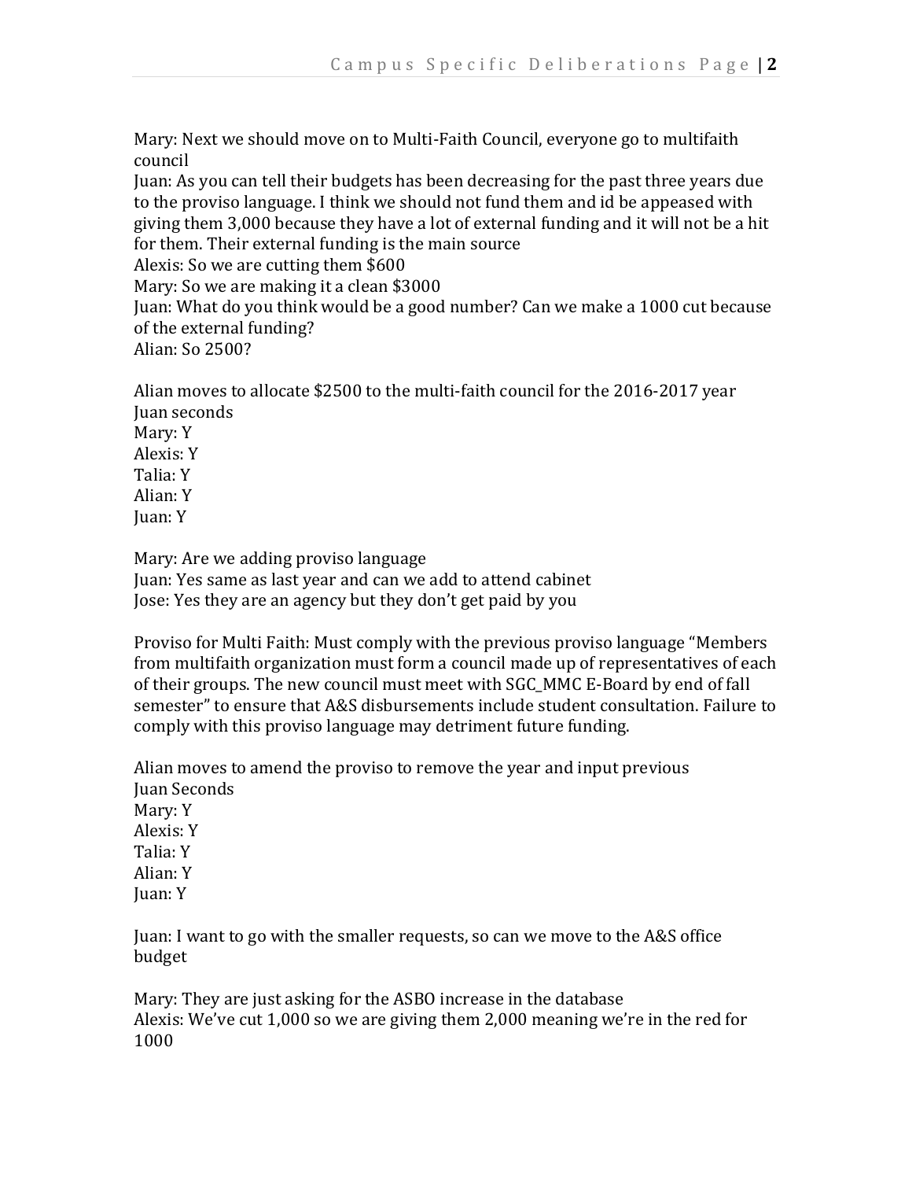Mary: Next we should move on to Multi-Faith Council, everyone go to multifaith council
Juan: As you can tell their budgets has been decreasing for the past three years due to the proviso language. I think we should not fund them and id be appeased with giving them 3,000 because they have a lot of external funding and it will not be a hit for them. Their external funding is the main source
Alexis: So we are cutting them $600
Mary: So we are making it a clean $3000
Juan: What do you think would be a good number? Can we make a 1000 cut because of the external funding?
Alian: So 2500?

Alian moves to allocate $2500 to the multi-faith council for the 2016-2017 year
Juan seconds
Mary: Y
Alexis: Y
Talia: Y
Alian: Y
Juan: Y

Mary: Are we adding proviso language
Juan: Yes same as last year and can we add to attend cabinet
Jose: Yes they are an agency but they don't get paid by you

Proviso for Multi Faith: Must comply with the previous proviso language "Members from multifaith organization must form a council made up of representatives of each of their groups. The new council must meet with SGC_MMC E-Board by end of fall semester" to ensure that A&S disbursements include student consultation. Failure to comply with this proviso language may detriment future funding.

Alian moves to amend the proviso to remove the year and input previous
Juan Seconds
Mary: Y
Alexis: Y
Talia: Y
Alian: Y
Juan: Y

Juan: I want to go with the smaller requests, so can we move to the A&S office budget

Mary: They are just asking for the ASBO increase in the database
Alexis: We've cut 1,000 so we are giving them 2,000 meaning we're in the red for 1000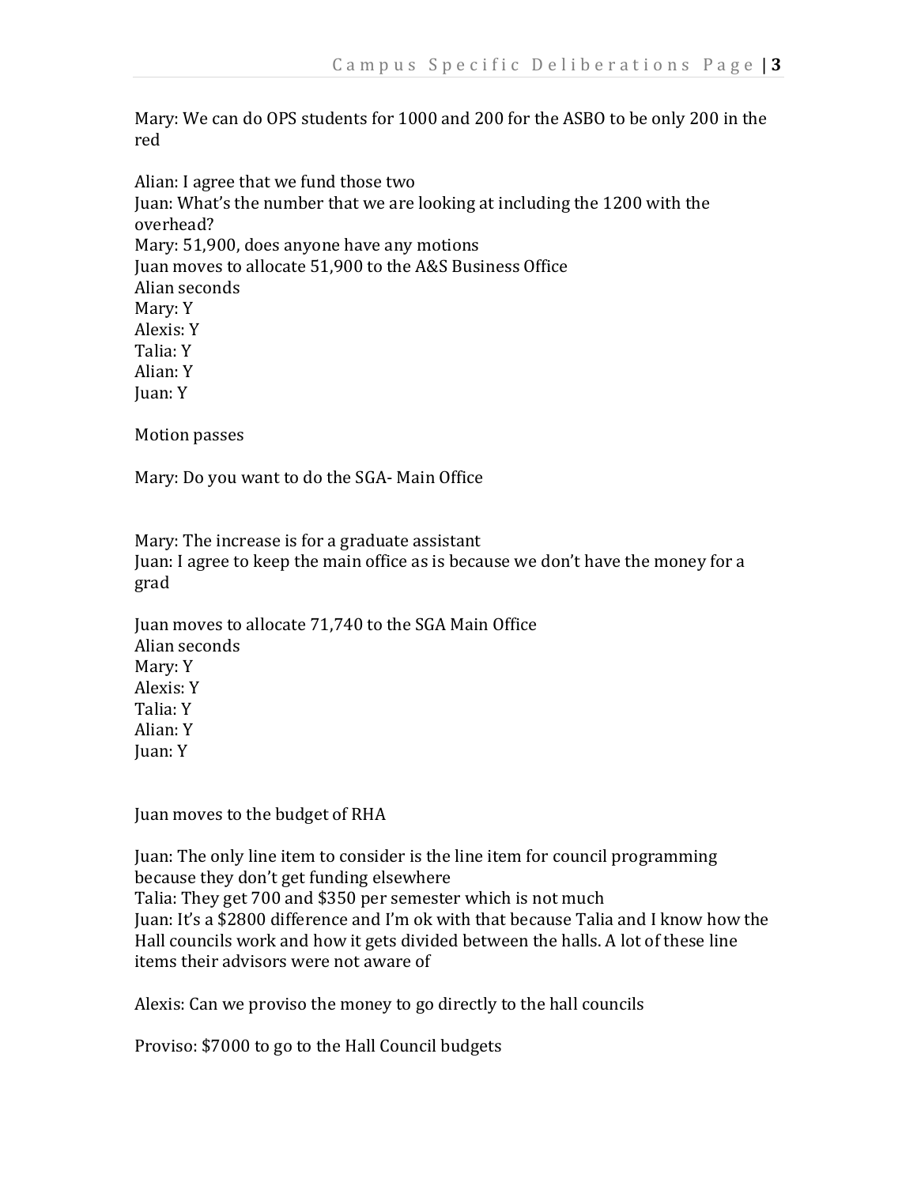Mary: We can do OPS students for 1000 and 200 for the ASBO to be only 200 in the red

Alian: I agree that we fund those two
Juan: What's the number that we are looking at including the 1200 with the overhead?
Mary: 51,900, does anyone have any motions
Juan moves to allocate 51,900 to the A&S Business Office
Alian seconds
Mary: Y
Alexis: Y
Talia: Y
Alian: Y
Juan: Y

Motion passes

Mary: Do you want to do the SGA- Main Office

Mary: The increase is for a graduate assistant
Juan: I agree to keep the main office as is because we don't have the money for a grad

Juan moves to allocate 71,740 to the SGA Main Office
Alian seconds
Mary: Y
Alexis: Y
Talia: Y
Alian: Y
Juan: Y

Juan moves to the budget of RHA

Juan: The only line item to consider is the line item for council programming because they don't get funding elsewhere
Talia: They get 700 and $350 per semester which is not much
Juan: It's a $2800 difference and I'm ok with that because Talia and I know how the Hall councils work and how it gets divided between the halls. A lot of these line items their advisors were not aware of

Alexis: Can we proviso the money to go directly to the hall councils

Proviso: $7000 to go to the Hall Council budgets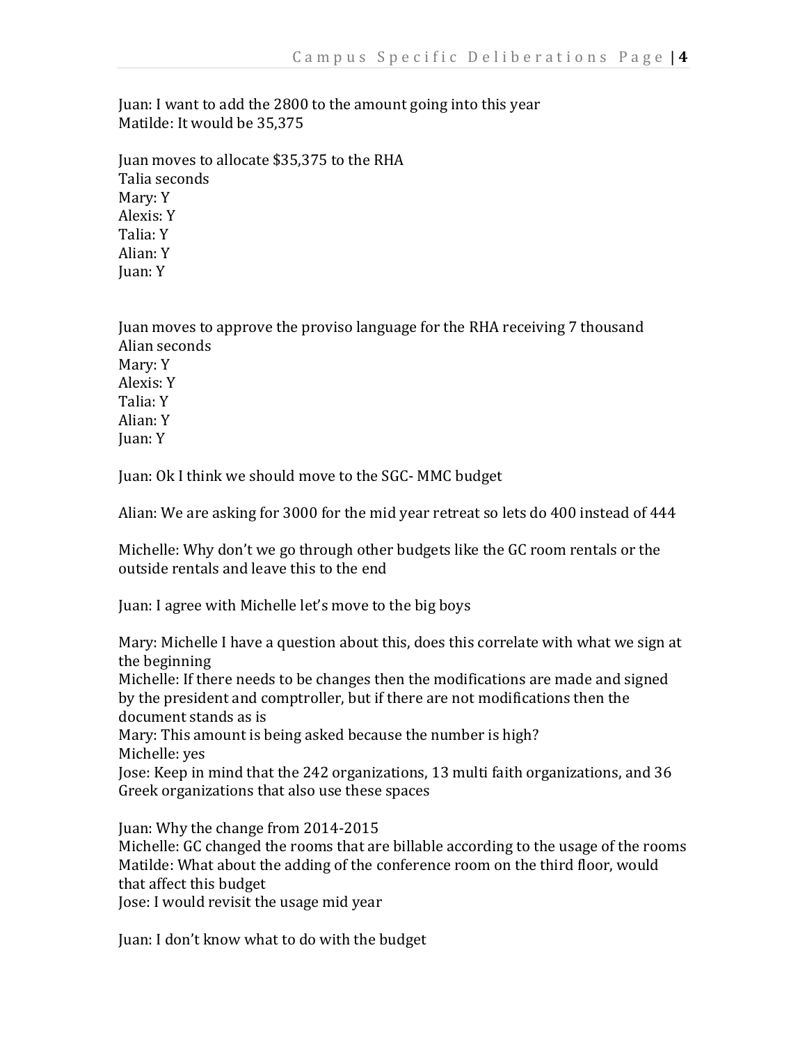Juan: I want to add the 2800 to the amount going into this year
Matilde: It would be 35,375

Juan moves to allocate $35,375 to the RHA
Talia seconds
Mary: Y
Alexis: Y
Talia: Y
Alian: Y
Juan: Y

Juan moves to approve the proviso language for the RHA receiving 7 thousand
Alian seconds
Mary: Y
Alexis: Y
Talia: Y
Alian: Y
Juan: Y

Juan: Ok I think we should move to the SGC- MMC budget

Alian: We are asking for 3000 for the mid year retreat so lets do 400 instead of 444

Michelle: Why don't we go through other budgets like the GC room rentals or the outside rentals and leave this to the end

Juan: I agree with Michelle let's move to the big boys

Mary: Michelle I have a question about this, does this correlate with what we sign at the beginning
Michelle: If there needs to be changes then the modifications are made and signed by the president and comptroller, but if there are not modifications then the document stands as is
Mary: This amount is being asked because the number is high?
Michelle: yes
Jose: Keep in mind that the 242 organizations, 13 multi faith organizations, and 36 Greek organizations that also use these spaces

Juan: Why the change from 2014-2015
Michelle: GC changed the rooms that are billable according to the usage of the rooms
Matilde: What about the adding of the conference room on the third floor, would that affect this budget
Jose: I would revisit the usage mid year

Juan: I don't know what to do with the budget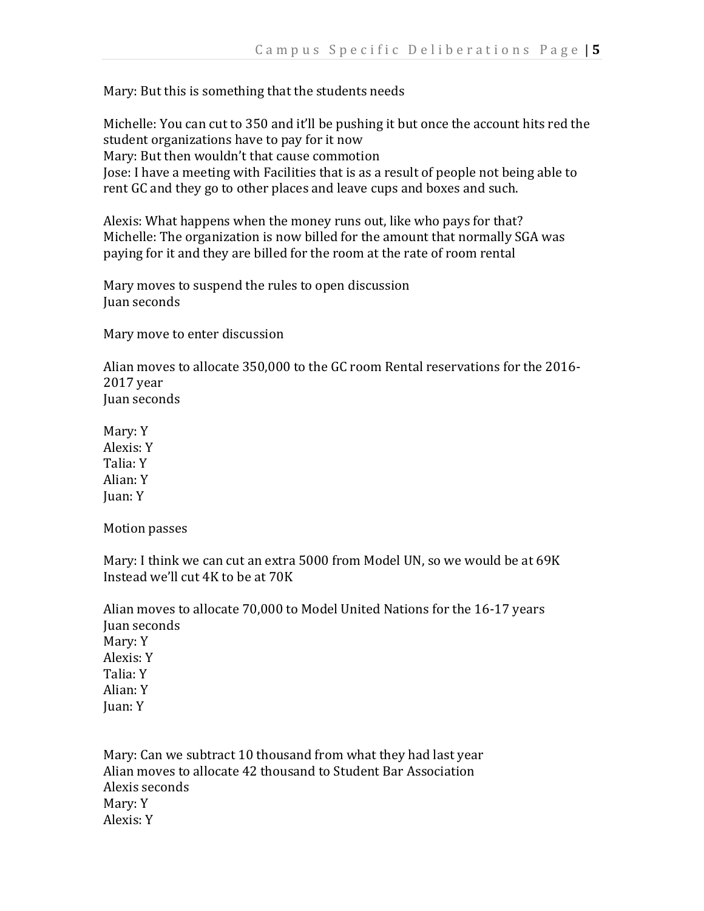Mary: But this is something that the students needs

Michelle: You can cut to 350 and it'll be pushing it but once the account hits red the student organizations have to pay for it now
Mary: But then wouldn't that cause commotion
Jose: I have a meeting with Facilities that is as a result of people not being able to rent GC and they go to other places and leave cups and boxes and such.

Alexis: What happens when the money runs out, like who pays for that?
Michelle: The organization is now billed for the amount that normally SGA was paying for it and they are billed for the room at the rate of room rental

Mary moves to suspend the rules to open discussion
Juan seconds

Mary move to enter discussion

Alian moves to allocate 350,000 to the GC room Rental reservations for the 2016-2017 year
Juan seconds

Mary: Y
Alexis: Y
Talia: Y
Alian: Y
Juan: Y

Motion passes

Mary: I think we can cut an extra 5000 from Model UN, so we would be at 69K
Instead we'll cut 4K to be at 70K

Alian moves to allocate 70,000 to Model United Nations for the 16-17 years
Juan seconds
Mary: Y
Alexis: Y
Talia: Y
Alian: Y
Juan: Y

Mary: Can we subtract 10 thousand from what they had last year
Alian moves to allocate 42 thousand to Student Bar Association
Alexis seconds
Mary: Y
Alexis: Y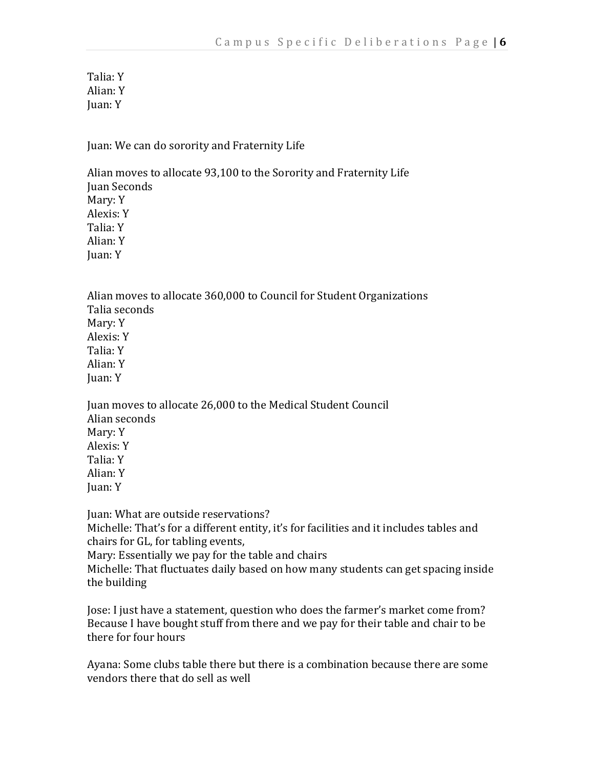Talia: Y  
Alian: Y  
Juan: Y

Juan: We can do sorority and Fraternity Life

Alian moves to allocate 93,100 to the Sorority and Fraternity Life  
Juan Seconds  
Mary: Y  
Alexis: Y  
Talia: Y  
Alian: Y  
Juan: Y

Alian moves to allocate 360,000 to Council for Student Organizations  
Talia seconds  
Mary: Y  
Alexis: Y  
Talia: Y  
Alian: Y  
Juan: Y

Juan moves to allocate 26,000 to the Medical Student Council  
Alian seconds  
Mary: Y  
Alexis: Y  
Talia: Y  
Alian: Y  
Juan: Y

Juan: What are outside reservations?  
Michelle: That's for a different entity, it's for facilities and it includes tables and chairs for GL, for tabling events,  
Mary: Essentially we pay for the table and chairs  
Michelle: That fluctuates daily based on how many students can get spacing inside the building

Jose: I just have a statement, question who does the farmer's market come from? Because I have bought stuff from there and we pay for their table and chair to be there for four hours

Ayana: Some clubs table there but there is a combination because there are some vendors there that do sell as well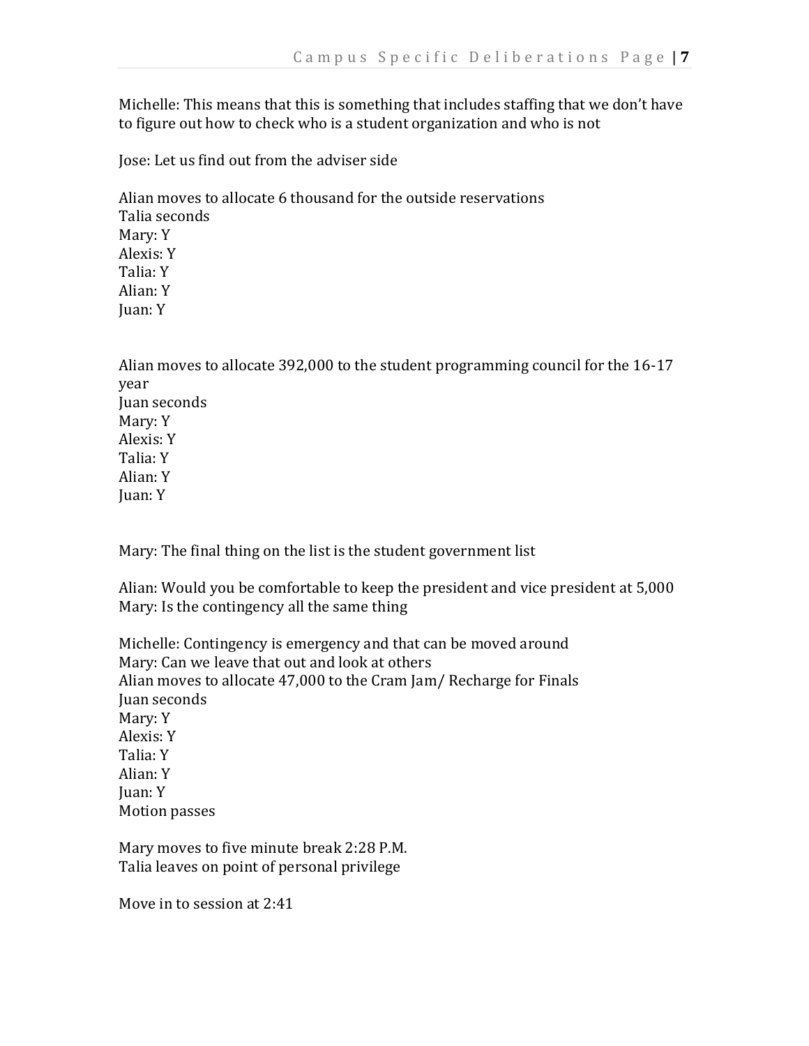Michelle: This means that this is something that includes staffing that we don't have to figure out how to check who is a student organization and who is not

Jose: Let us find out from the adviser side

Alian moves to allocate 6 thousand for the outside reservations
Talia seconds
Mary: Y
Alexis: Y
Talia: Y
Alian: Y
Juan: Y

Alian moves to allocate 392,000 to the student programming council for the 16-17 year
Juan seconds
Mary: Y
Alexis: Y
Talia: Y
Alian: Y
Juan: Y

Mary: The final thing on the list is the student government list

Alian: Would you be comfortable to keep the president and vice president at 5,000
Mary: Is the contingency all the same thing

Michelle: Contingency is emergency and that can be moved around
Mary: Can we leave that out and look at others
Alian moves to allocate 47,000 to the Cram Jam/ Recharge for Finals
Juan seconds
Mary: Y
Alexis: Y
Talia: Y
Alian: Y
Juan: Y
Motion passes

Mary moves to five minute break 2:28 P.M.
Talia leaves on point of personal privilege

Move in to session at 2:41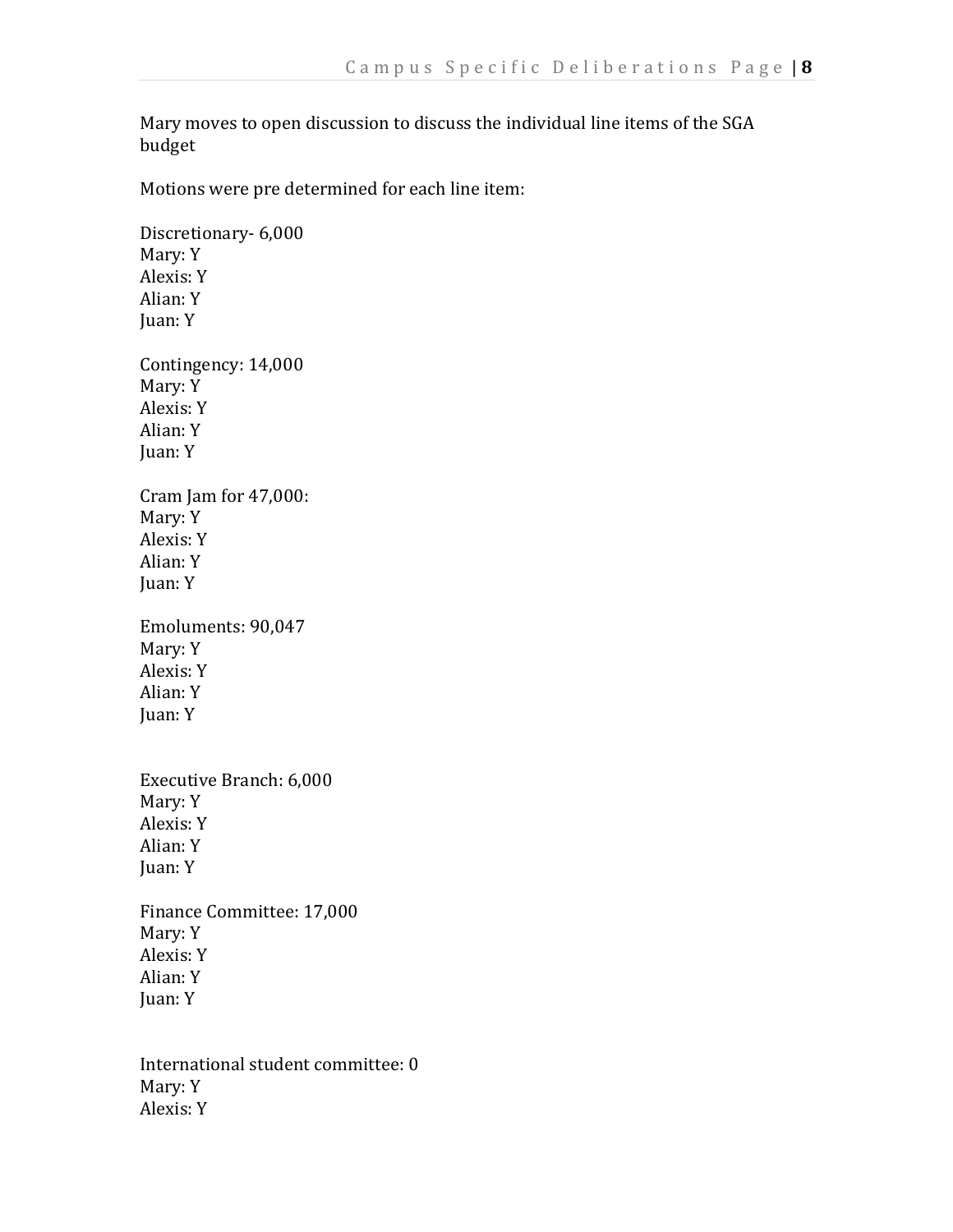Mary moves to open discussion to discuss the individual line items of the SGA budget

Motions were pre determined for each line item:

Discretionary- 6,000
Mary: Y
Alexis: Y
Alian: Y
Juan: Y

Contingency: 14,000
Mary: Y
Alexis: Y
Alian: Y
Juan: Y

Cram Jam for 47,000:
Mary: Y
Alexis: Y
Alian: Y
Juan: Y

Emoluments: 90,047
Mary: Y
Alexis: Y
Alian: Y
Juan: Y

Executive Branch: 6,000
Mary: Y
Alexis: Y
Alian: Y
Juan: Y

Finance Committee: 17,000
Mary: Y
Alexis: Y
Alian: Y
Juan: Y

International student committee: 0
Mary: Y
Alexis: Y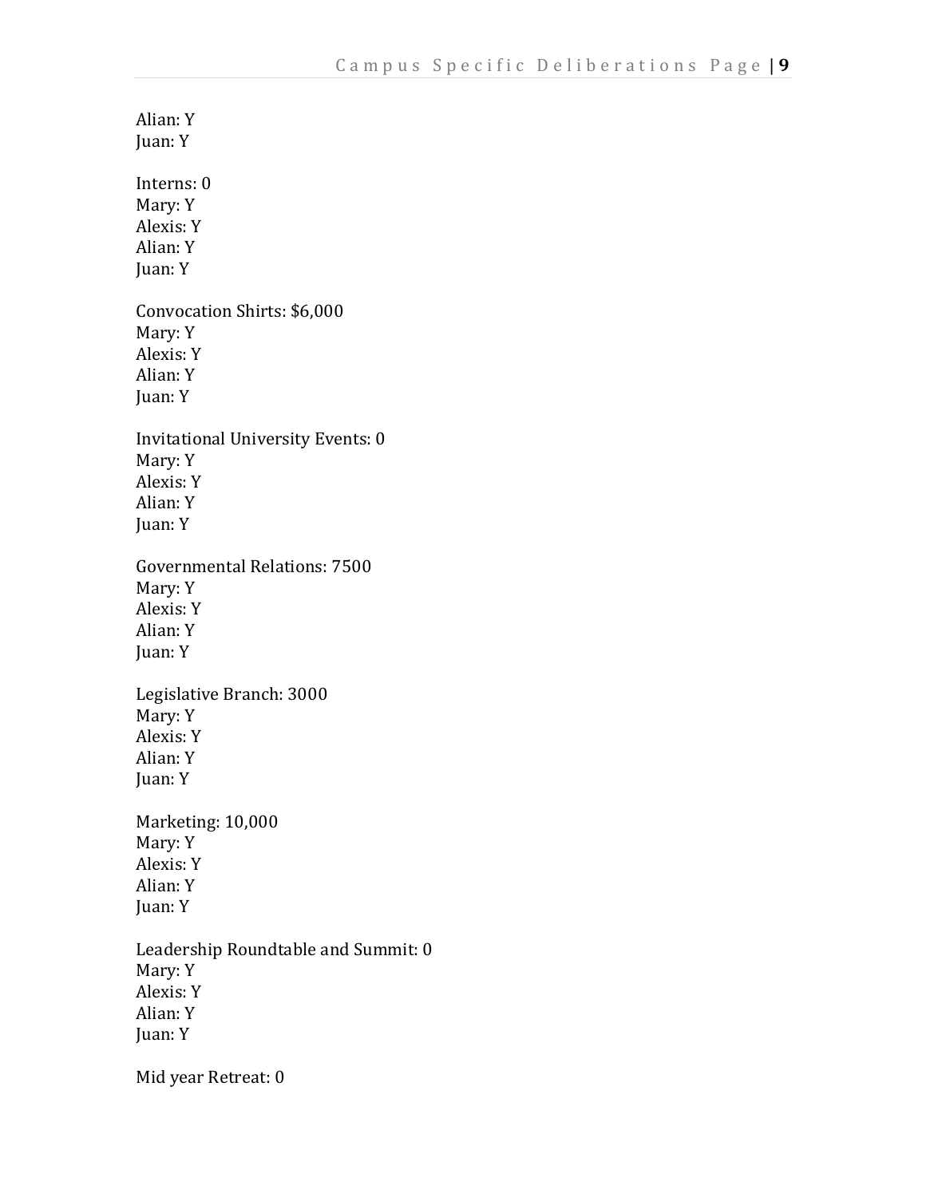Alian: Y
Juan: Y

Interns: 0
Mary: Y
Alexis: Y
Alian: Y
Juan: Y

Convocation Shirts: $6,000
Mary: Y
Alexis: Y
Alian: Y
Juan: Y

Invitational University Events: 0
Mary: Y
Alexis: Y
Alian: Y
Juan: Y

Governmental Relations: 7500
Mary: Y
Alexis: Y
Alian: Y
Juan: Y

Legislative Branch: 3000
Mary: Y
Alexis: Y
Alian: Y
Juan: Y

Marketing: 10,000
Mary: Y
Alexis: Y
Alian: Y
Juan: Y

Leadership Roundtable and Summit: 0
Mary: Y
Alexis: Y
Alian: Y
Juan: Y

Mid year Retreat: 0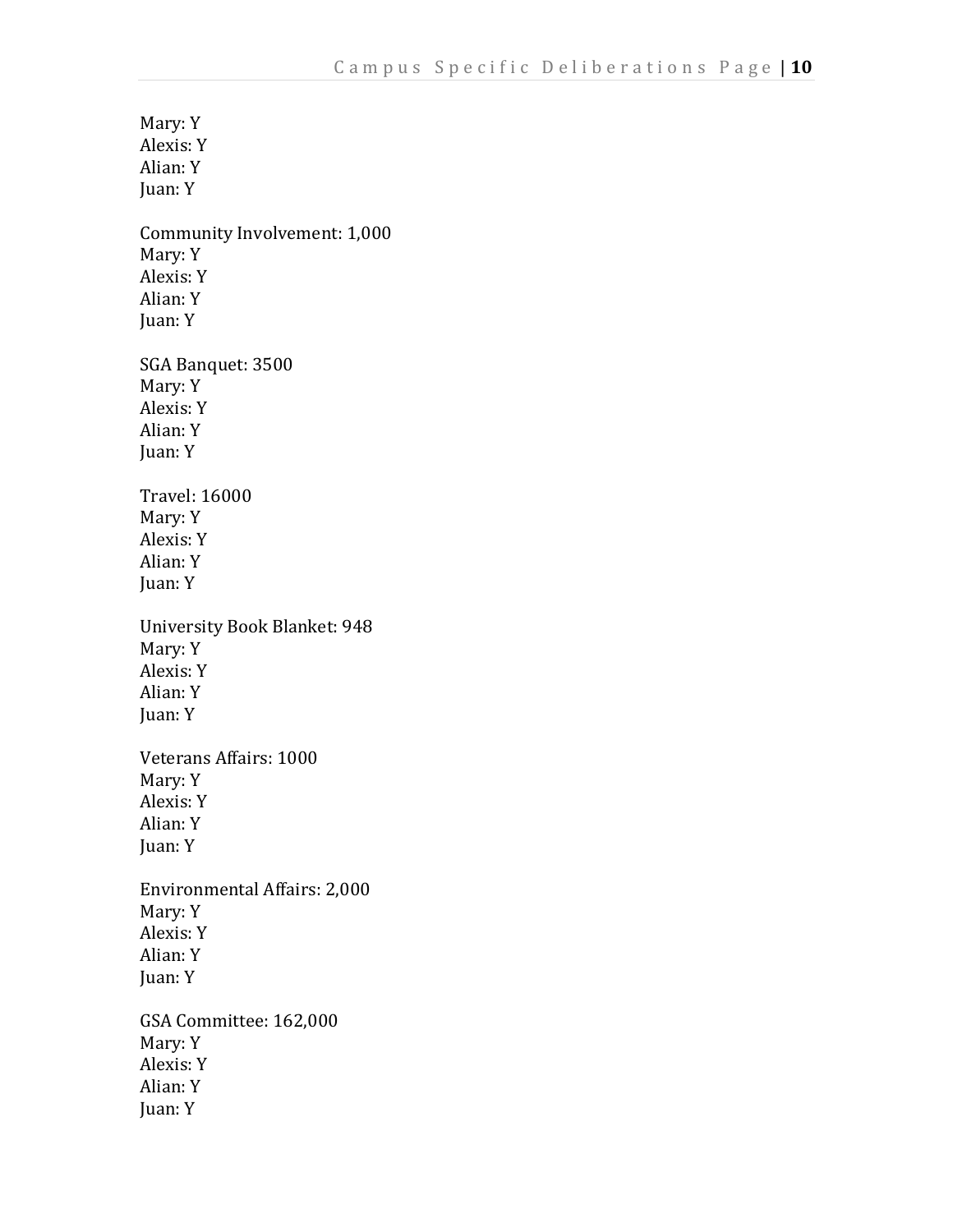Mary: Y
Alexis: Y
Alian: Y
Juan: Y

Community Involvement: 1,000
Mary: Y
Alexis: Y
Alian: Y
Juan: Y

SGA Banquet: 3500
Mary: Y
Alexis: Y
Alian: Y
Juan: Y

Travel: 16000
Mary: Y
Alexis: Y
Alian: Y
Juan: Y

University Book Blanket: 948
Mary: Y
Alexis: Y
Alian: Y
Juan: Y

Veterans Affairs: 1000
Mary: Y
Alexis: Y
Alian: Y
Juan: Y

Environmental Affairs: 2,000
Mary: Y
Alexis: Y
Alian: Y
Juan: Y

GSA Committee: 162,000
Mary: Y
Alexis: Y
Alian: Y
Juan: Y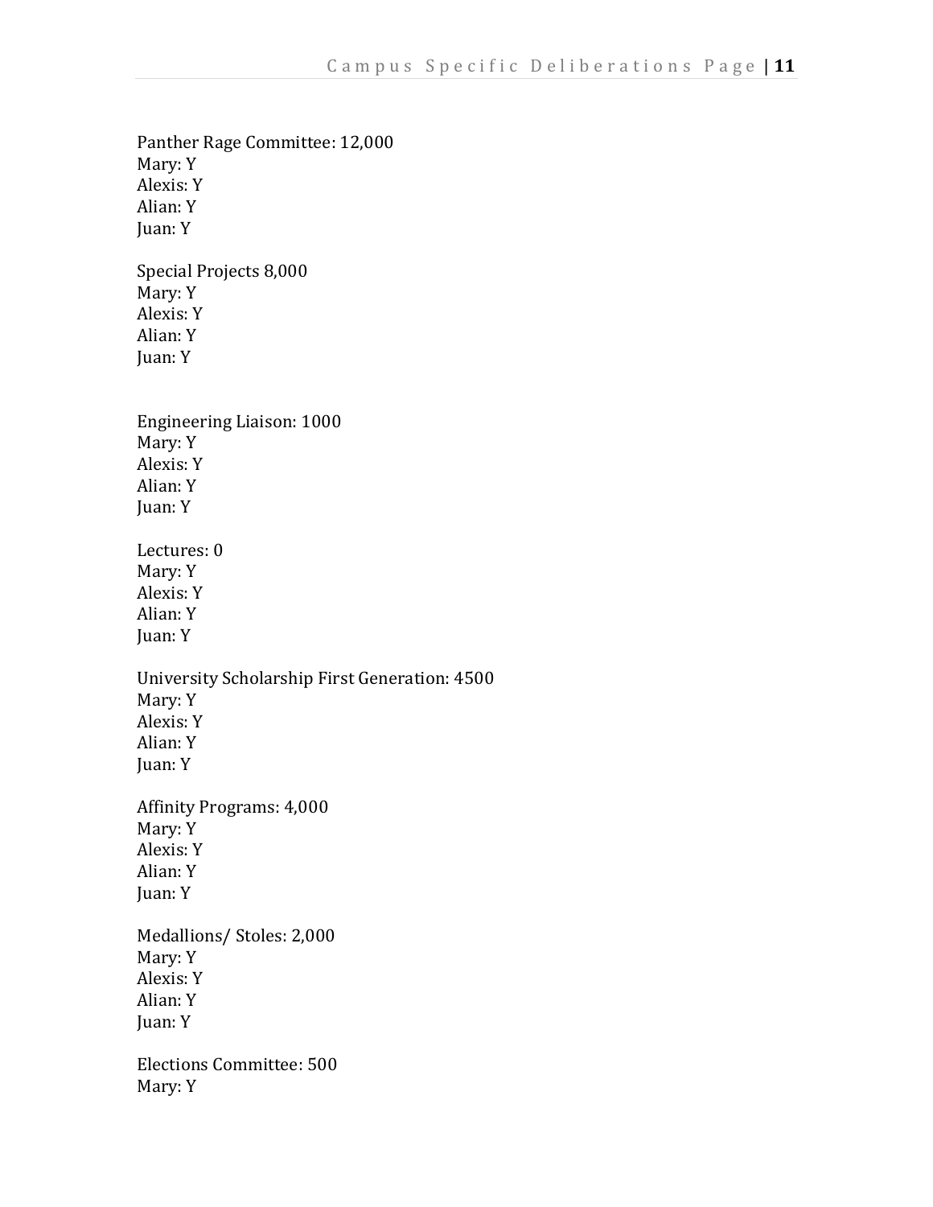Panther Rage Committee: 12,000
Mary: Y
Alexis: Y
Alian: Y
Juan: Y

Special Projects 8,000
Mary: Y
Alexis: Y
Alian: Y
Juan: Y

Engineering Liaison: 1000
Mary: Y
Alexis: Y
Alian: Y
Juan: Y

Lectures: 0
Mary: Y
Alexis: Y
Alian: Y
Juan: Y

University Scholarship First Generation: 4500
Mary: Y
Alexis: Y
Alian: Y
Juan: Y

Affinity Programs: 4,000
Mary: Y
Alexis: Y
Alian: Y
Juan: Y

Medallions/ Stoles: 2,000
Mary: Y
Alexis: Y
Alian: Y
Juan: Y

Elections Committee: 500
Mary: Y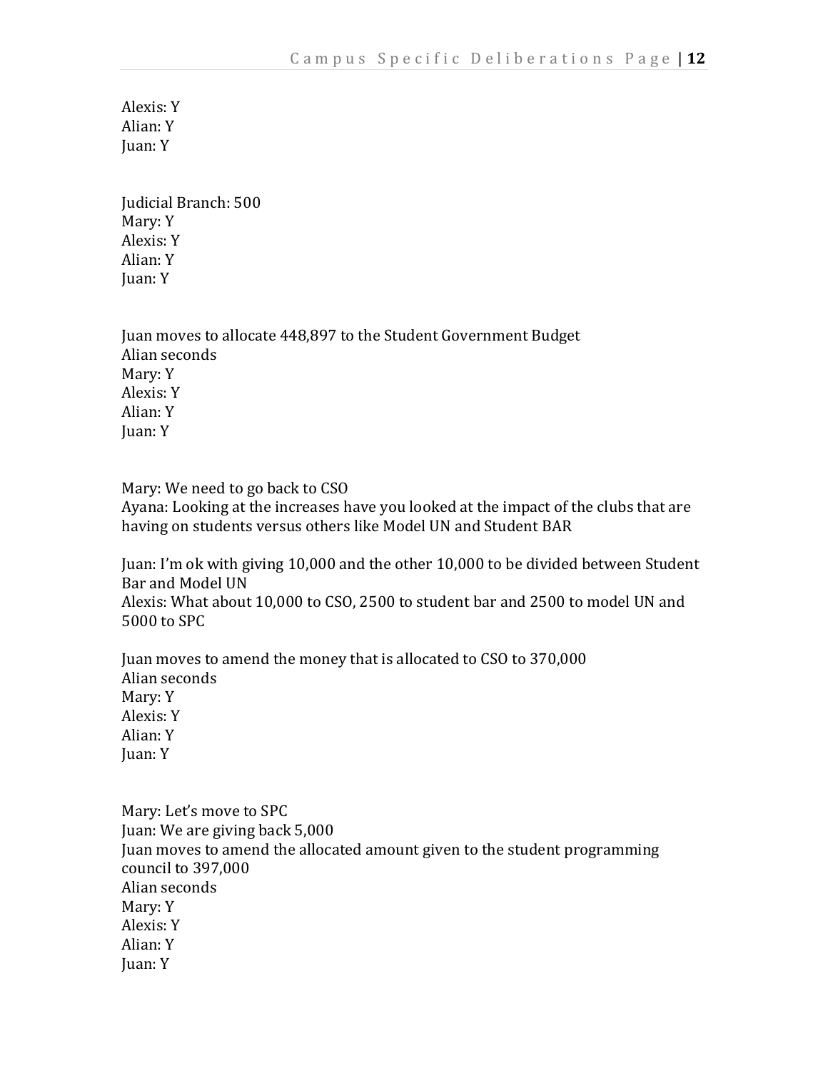Alexis: Y
Alian: Y
Juan: Y

Judicial Branch: 500
Mary: Y
Alexis: Y
Alian: Y
Juan: Y

Juan moves to allocate 448,897 to the Student Government Budget
Alian seconds
Mary: Y
Alexis: Y
Alian: Y
Juan: Y

Mary: We need to go back to CSO
Ayana: Looking at the increases have you looked at the impact of the clubs that are having on students versus others like Model UN and Student BAR

Juan: I'm ok with giving 10,000 and the other 10,000 to be divided between Student Bar and Model UN
Alexis: What about 10,000 to CSO, 2500 to student bar and 2500 to model UN and 5000 to SPC

Juan moves to amend the money that is allocated to CSO to 370,000
Alian seconds
Mary: Y
Alexis: Y
Alian: Y
Juan: Y

Mary: Let's move to SPC
Juan: We are giving back 5,000
Juan moves to amend the allocated amount given to the student programming council to 397,000
Alian seconds
Mary: Y
Alexis: Y
Alian: Y
Juan: Y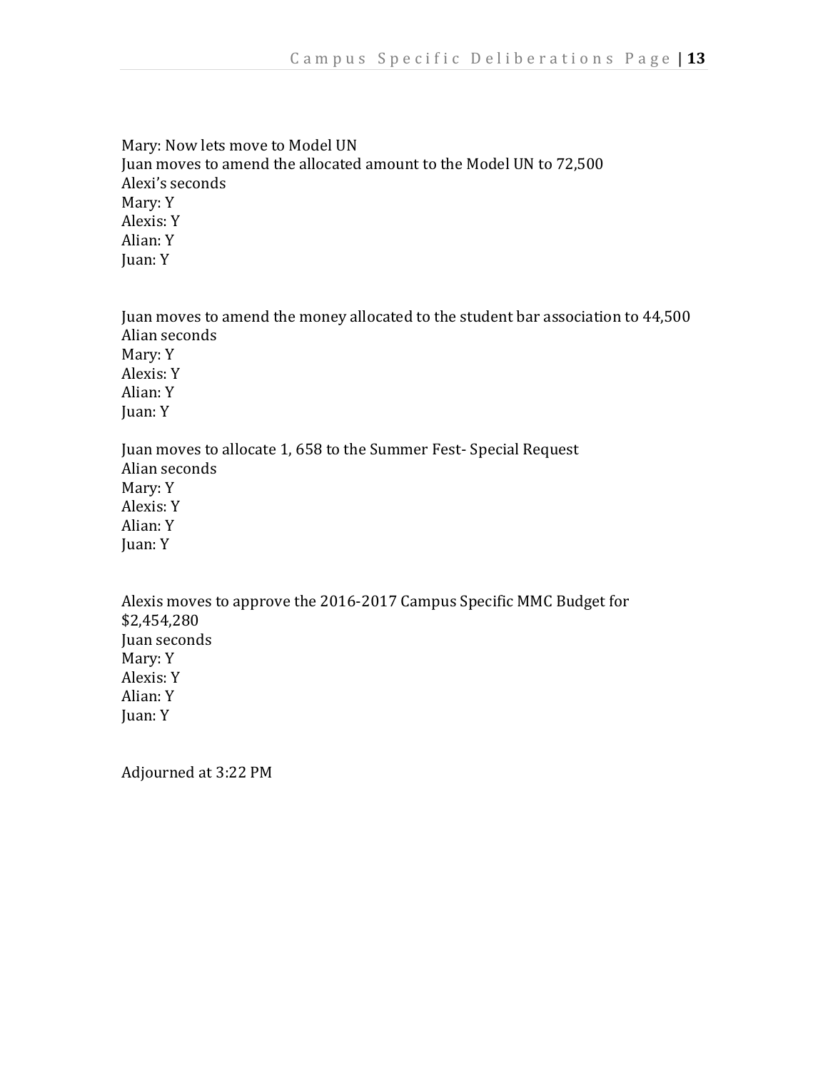Mary: Now lets move to Model UN
Juan moves to amend the allocated amount to the Model UN to 72,500
Alexi's seconds
Mary: Y
Alexis: Y
Alian: Y
Juan: Y

Juan moves to amend the money allocated to the student bar association to 44,500
Alian seconds
Mary: Y
Alexis: Y
Alian: Y
Juan: Y

Juan moves to allocate 1, 658 to the Summer Fest- Special Request
Alian seconds
Mary: Y
Alexis: Y
Alian: Y
Juan: Y

Alexis moves to approve the 2016-2017 Campus Specific MMC Budget for $2,454,280
Juan seconds
Mary: Y
Alexis: Y
Alian: Y
Juan: Y

Adjourned at 3:22 PM